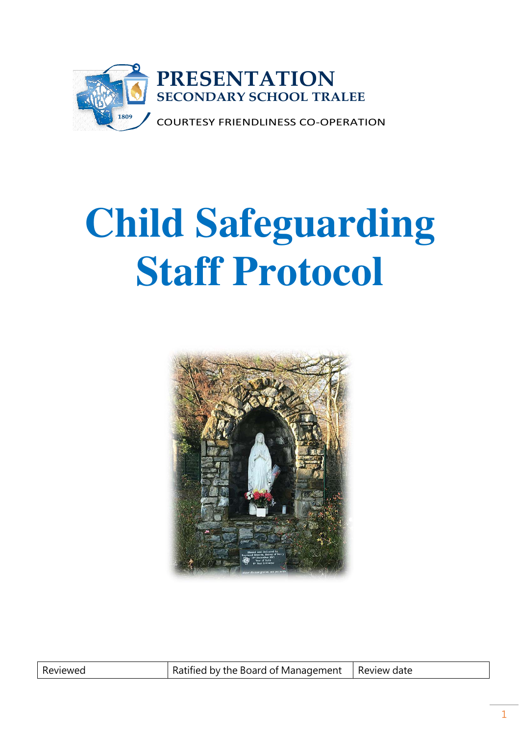**PRESENTATION**
**SECONDARY SCHOOL TRALEE**

COURTESY FRIENDLINESS CO-OPERATION

# Child Safeguarding Staff Protocol

| Reviewed | Ratified by the Board of Management | Review date |
|---|---|---|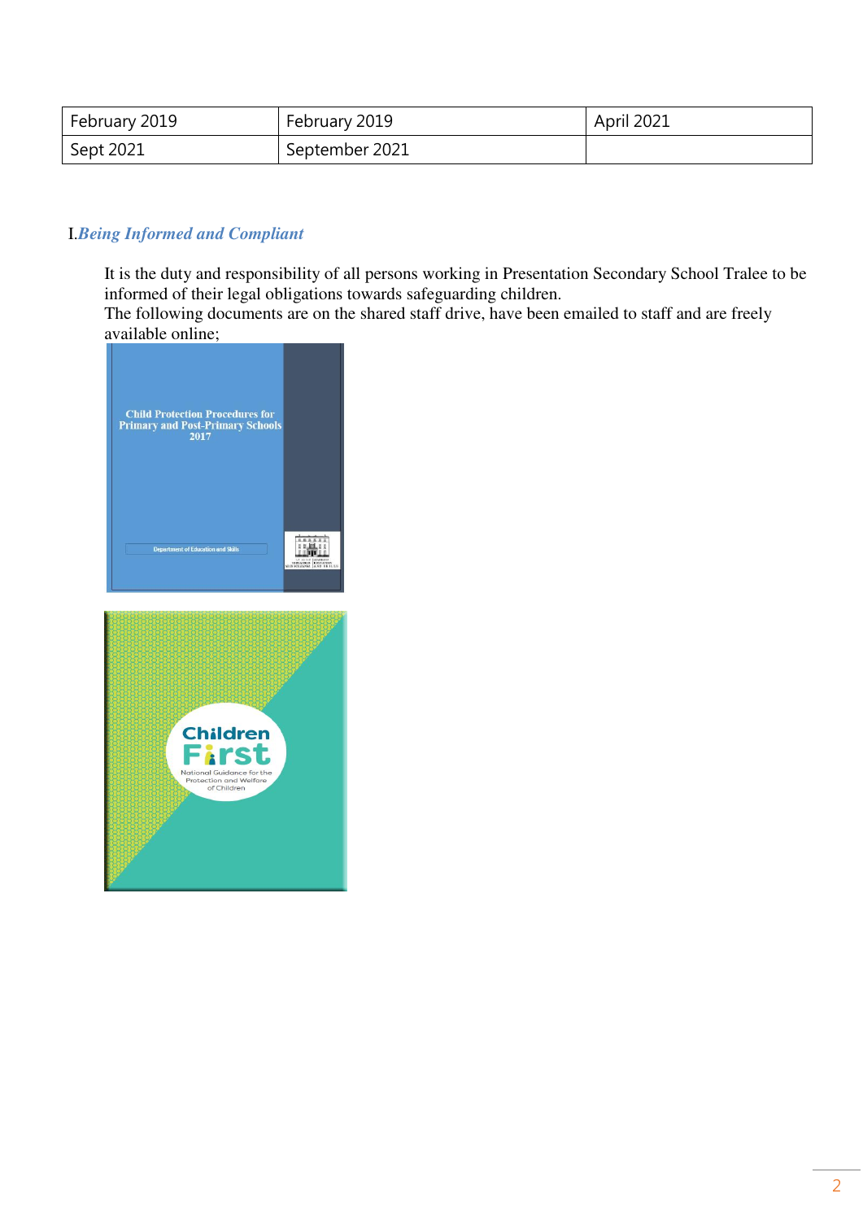| February 2019 | February 2019 | April 2021 |
|---|---|---|
| Sept 2021 | September 2021 | |

## I. *Being Informed and Compliant*

It is the duty and responsibility of all persons working in Presentation Secondary School Tralee to be informed of their legal obligations towards safeguarding children.
The following documents are on the shared staff drive, have been emailed to staff and are freely available online;

Child Protection Procedures for Primary and Post-Primary Schools 2017

Department of Education and Skills

Children First

National Guidance for the Protection and Welfare of Children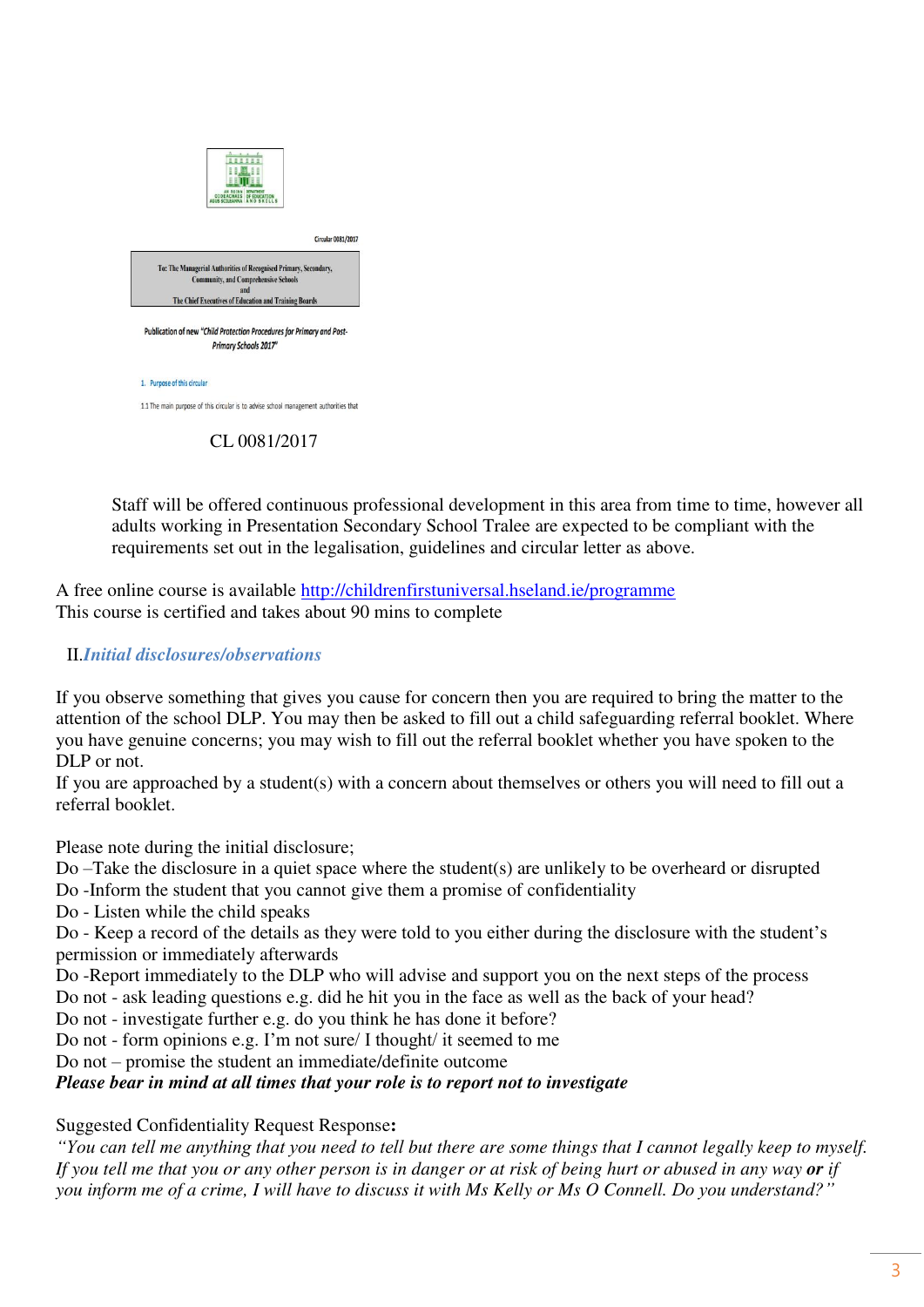Circular 0081/2017

To: The Managerial Authorities of Recognised Primary, Secondary, Community, and Comprehensive Schools and The Chief Executives of Education and Training Boards

Publication of new "Child Protection Procedures for Primary and Post-Primary Schools 2017"

1. Purpose of this circular

1.1 The main purpose of this circular is to advise school management authorities that

CL 0081/2017

Staff will be offered continuous professional development in this area from time to time, however all adults working in Presentation Secondary School Tralee are expected to be compliant with the requirements set out in the legalisation, guidelines and circular letter as above.

A free online course is available http://childrenfirstuniversal.hseland.ie/programme
This course is certified and takes about 90 mins to complete

## II. *Initial disclosures/observations*

If you observe something that gives you cause for concern then you are required to bring the matter to the attention of the school DLP. You may then be asked to fill out a child safeguarding referral booklet. Where you have genuine concerns; you may wish to fill out the referral booklet whether you have spoken to the DLP or not.
If you are approached by a student(s) with a concern about themselves or others you will need to fill out a referral booklet.

Please note during the initial disclosure;
Do –Take the disclosure in a quiet space where the student(s) are unlikely to be overheard or disrupted
Do -Inform the student that you cannot give them a promise of confidentiality
Do - Listen while the child speaks
Do - Keep a record of the details as they were told to you either during the disclosure with the student's permission or immediately afterwards
Do -Report immediately to the DLP who will advise and support you on the next steps of the process
Do not - ask leading questions e.g. did he hit you in the face as well as the back of your head?
Do not - investigate further e.g. do you think he has done it before?
Do not - form opinions e.g. I'm not sure/ I thought/ it seemed to me
Do not – promise the student an immediate/definite outcome
***Please bear in mind at all times that your role is to report not to investigate***

Suggested Confidentiality Request Response**:**
*"You can tell me anything that you need to tell but there are some things that I cannot legally keep to myself. If you tell me that you or any other person is in danger or at risk of being hurt or abused in any way* ***or*** *if you inform me of a crime, I will have to discuss it with Ms Kelly or Ms O Connell. Do you understand?"*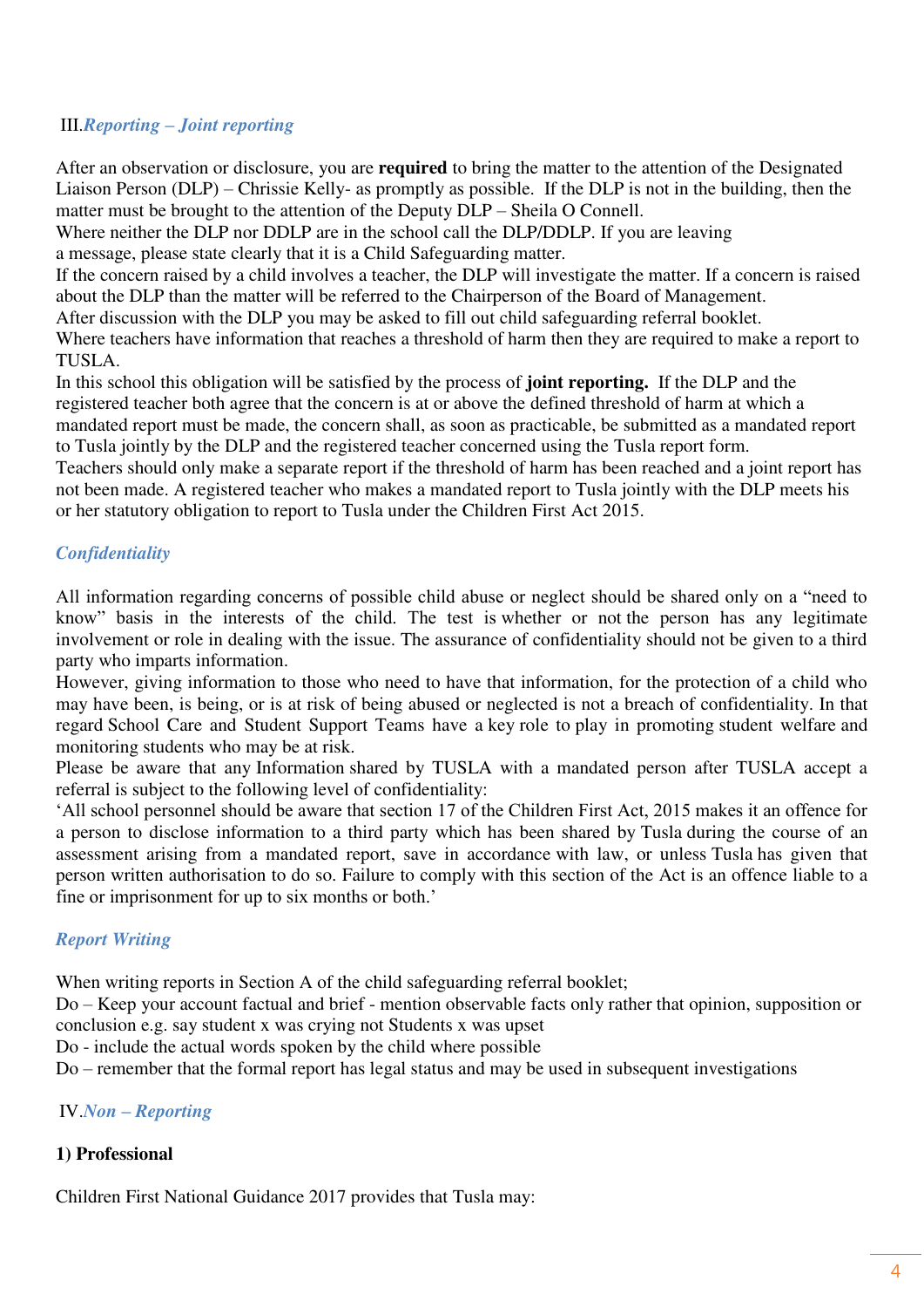## III. *Reporting – Joint reporting*

After an observation or disclosure, you are **required** to bring the matter to the attention of the Designated Liaison Person (DLP) – Chrissie Kelly- as promptly as possible. If the DLP is not in the building, then the matter must be brought to the attention of the Deputy DLP – Sheila O Connell.
Where neither the DLP nor DDLP are in the school call the DLP/DDLP. If you are leaving a message, please state clearly that it is a Child Safeguarding matter.
If the concern raised by a child involves a teacher, the DLP will investigate the matter. If a concern is raised about the DLP than the matter will be referred to the Chairperson of the Board of Management.
After discussion with the DLP you may be asked to fill out child safeguarding referral booklet.
Where teachers have information that reaches a threshold of harm then they are required to make a report to TUSLA.
In this school this obligation will be satisfied by the process of **joint reporting.** If the DLP and the registered teacher both agree that the concern is at or above the defined threshold of harm at which a mandated report must be made, the concern shall, as soon as practicable, be submitted as a mandated report to Tusla jointly by the DLP and the registered teacher concerned using the Tusla report form.
Teachers should only make a separate report if the threshold of harm has been reached and a joint report has not been made. A registered teacher who makes a mandated report to Tusla jointly with the DLP meets his or her statutory obligation to report to Tusla under the Children First Act 2015.

### *Confidentiality*

All information regarding concerns of possible child abuse or neglect should be shared only on a "need to know" basis in the interests of the child. The test is whether or not the person has any legitimate involvement or role in dealing with the issue. The assurance of confidentiality should not be given to a third party who imparts information.
However, giving information to those who need to have that information, for the protection of a child who may have been, is being, or is at risk of being abused or neglected is not a breach of confidentiality. In that regard School Care and Student Support Teams have a key role to play in promoting student welfare and monitoring students who may be at risk.
Please be aware that any Information shared by TUSLA with a mandated person after TUSLA accept a referral is subject to the following level of confidentiality:
'All school personnel should be aware that section 17 of the Children First Act, 2015 makes it an offence for a person to disclose information to a third party which has been shared by Tusla during the course of an assessment arising from a mandated report, save in accordance with law, or unless Tusla has given that person written authorisation to do so. Failure to comply with this section of the Act is an offence liable to a fine or imprisonment for up to six months or both.'

### *Report Writing*

When writing reports in Section A of the child safeguarding referral booklet;
Do – Keep your account factual and brief - mention observable facts only rather that opinion, supposition or conclusion e.g. say student x was crying not Students x was upset
Do - include the actual words spoken by the child where possible
Do – remember that the formal report has legal status and may be used in subsequent investigations

## IV. *Non – Reporting*

**1) Professional**

Children First National Guidance 2017 provides that Tusla may: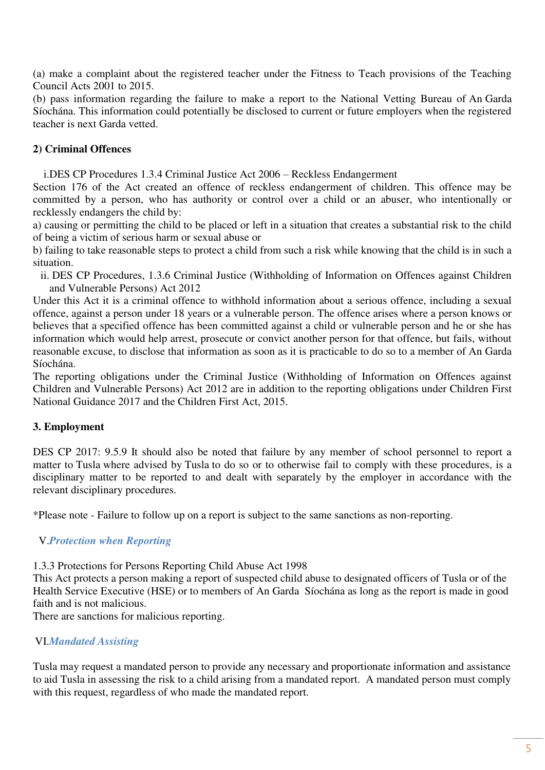(a) make a complaint about the registered teacher under the Fitness to Teach provisions of the Teaching Council Acts 2001 to 2015.
(b) pass information regarding the failure to make a report to the National Vetting Bureau of An Garda Síochána. This information could potentially be disclosed to current or future employers when the registered teacher is next Garda vetted.

**2) Criminal Offences**

i. DES CP Procedures 1.3.4 Criminal Justice Act 2006 – Reckless Endangerment

Section 176 of the Act created an offence of reckless endangerment of children. This offence may be committed by a person, who has authority or control over a child or an abuser, who intentionally or recklessly endangers the child by:
a) causing or permitting the child to be placed or left in a situation that creates a substantial risk to the child of being a victim of serious harm or sexual abuse or
b) failing to take reasonable steps to protect a child from such a risk while knowing that the child is in such a situation.

ii. DES CP Procedures, 1.3.6 Criminal Justice (Withholding of Information on Offences against Children and Vulnerable Persons) Act 2012

Under this Act it is a criminal offence to withhold information about a serious offence, including a sexual offence, against a person under 18 years or a vulnerable person. The offence arises where a person knows or believes that a specified offence has been committed against a child or vulnerable person and he or she has information which would help arrest, prosecute or convict another person for that offence, but fails, without reasonable excuse, to disclose that information as soon as it is practicable to do so to a member of An Garda Síochána.
The reporting obligations under the Criminal Justice (Withholding of Information on Offences against Children and Vulnerable Persons) Act 2012 are in addition to the reporting obligations under Children First National Guidance 2017 and the Children First Act, 2015.

**3. Employment**

DES CP 2017: 9.5.9 It should also be noted that failure by any member of school personnel to report a matter to Tusla where advised by Tusla to do so or to otherwise fail to comply with these procedures, is a disciplinary matter to be reported to and dealt with separately by the employer in accordance with the relevant disciplinary procedures.

*Please note - Failure to follow up on a report is subject to the same sanctions as non-reporting.

## V. *Protection when Reporting*

1.3.3 Protections for Persons Reporting Child Abuse Act 1998
This Act protects a person making a report of suspected child abuse to designated officers of Tusla or of the Health Service Executive (HSE) or to members of An Garda Síochána as long as the report is made in good faith and is not malicious.
There are sanctions for malicious reporting.

## VI. *Mandated Assisting*

Tusla may request a mandated person to provide any necessary and proportionate information and assistance to aid Tusla in assessing the risk to a child arising from a mandated report. A mandated person must comply with this request, regardless of who made the mandated report.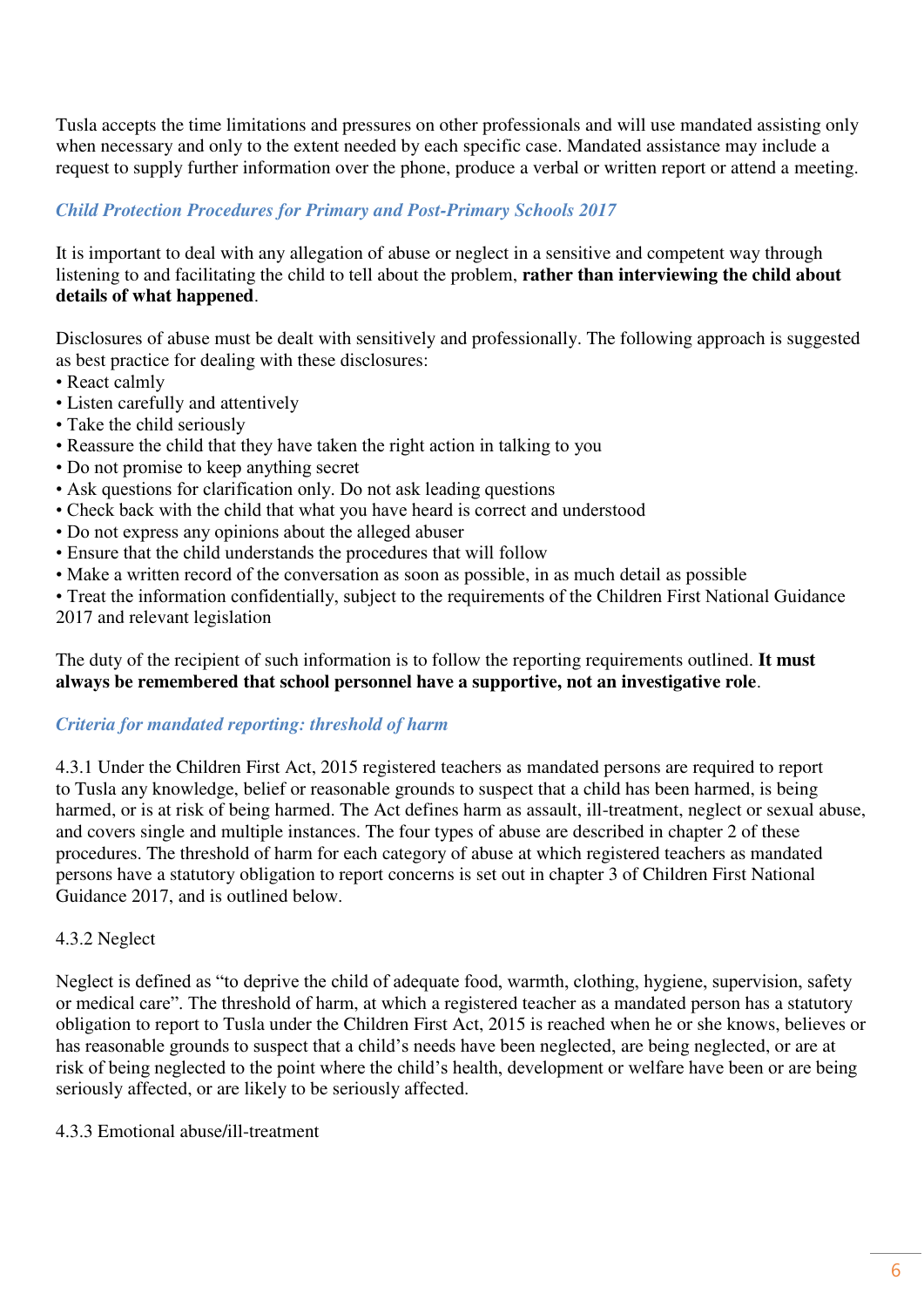Tusla accepts the time limitations and pressures on other professionals and will use mandated assisting only when necessary and only to the extent needed by each specific case. Mandated assistance may include a request to supply further information over the phone, produce a verbal or written report or attend a meeting.

### *Child Protection Procedures for Primary and Post-Primary Schools 2017*

It is important to deal with any allegation of abuse or neglect in a sensitive and competent way through listening to and facilitating the child to tell about the problem, **rather than interviewing the child about details of what happened**.

Disclosures of abuse must be dealt with sensitively and professionally. The following approach is suggested as best practice for dealing with these disclosures:

- React calmly
- Listen carefully and attentively
- Take the child seriously
- Reassure the child that they have taken the right action in talking to you
- Do not promise to keep anything secret
- Ask questions for clarification only. Do not ask leading questions
- Check back with the child that what you have heard is correct and understood
- Do not express any opinions about the alleged abuser
- Ensure that the child understands the procedures that will follow
- Make a written record of the conversation as soon as possible, in as much detail as possible
- Treat the information confidentially, subject to the requirements of the Children First National Guidance 2017 and relevant legislation

The duty of the recipient of such information is to follow the reporting requirements outlined. **It must always be remembered that school personnel have a supportive, not an investigative role**.

### *Criteria for mandated reporting: threshold of harm*

4.3.1 Under the Children First Act, 2015 registered teachers as mandated persons are required to report to Tusla any knowledge, belief or reasonable grounds to suspect that a child has been harmed, is being harmed, or is at risk of being harmed. The Act defines harm as assault, ill-treatment, neglect or sexual abuse, and covers single and multiple instances. The four types of abuse are described in chapter 2 of these procedures. The threshold of harm for each category of abuse at which registered teachers as mandated persons have a statutory obligation to report concerns is set out in chapter 3 of Children First National Guidance 2017, and is outlined below.

4.3.2 Neglect

Neglect is defined as "to deprive the child of adequate food, warmth, clothing, hygiene, supervision, safety or medical care". The threshold of harm, at which a registered teacher as a mandated person has a statutory obligation to report to Tusla under the Children First Act, 2015 is reached when he or she knows, believes or has reasonable grounds to suspect that a child's needs have been neglected, are being neglected, or are at risk of being neglected to the point where the child's health, development or welfare have been or are being seriously affected, or are likely to be seriously affected.

4.3.3 Emotional abuse/ill-treatment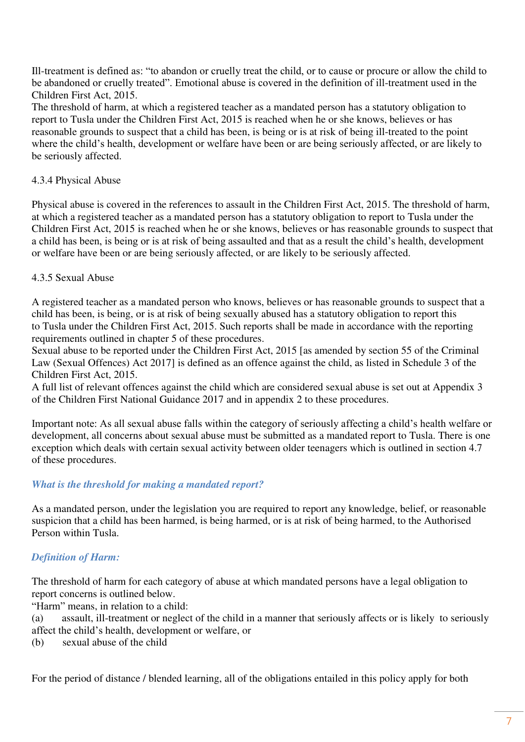Ill-treatment is defined as: "to abandon or cruelly treat the child, or to cause or procure or allow the child to be abandoned or cruelly treated". Emotional abuse is covered in the definition of ill-treatment used in the Children First Act, 2015.
The threshold of harm, at which a registered teacher as a mandated person has a statutory obligation to report to Tusla under the Children First Act, 2015 is reached when he or she knows, believes or has reasonable grounds to suspect that a child has been, is being or is at risk of being ill-treated to the point where the child's health, development or welfare have been or are being seriously affected, or are likely to be seriously affected.

### 4.3.4 Physical Abuse

Physical abuse is covered in the references to assault in the Children First Act, 2015. The threshold of harm, at which a registered teacher as a mandated person has a statutory obligation to report to Tusla under the Children First Act, 2015 is reached when he or she knows, believes or has reasonable grounds to suspect that a child has been, is being or is at risk of being assaulted and that as a result the child's health, development or welfare have been or are being seriously affected, or are likely to be seriously affected.

### 4.3.5 Sexual Abuse

A registered teacher as a mandated person who knows, believes or has reasonable grounds to suspect that a child has been, is being, or is at risk of being sexually abused has a statutory obligation to report this to Tusla under the Children First Act, 2015. Such reports shall be made in accordance with the reporting requirements outlined in chapter 5 of these procedures.
Sexual abuse to be reported under the Children First Act, 2015 [as amended by section 55 of the Criminal Law (Sexual Offences) Act 2017] is defined as an offence against the child, as listed in Schedule 3 of the Children First Act, 2015.
A full list of relevant offences against the child which are considered sexual abuse is set out at Appendix 3 of the Children First National Guidance 2017 and in appendix 2 to these procedures.

Important note: As all sexual abuse falls within the category of seriously affecting a child's health welfare or development, all concerns about sexual abuse must be submitted as a mandated report to Tusla. There is one exception which deals with certain sexual activity between older teenagers which is outlined in section 4.7 of these procedures.

***What is the threshold for making a mandated report?***

As a mandated person, under the legislation you are required to report any knowledge, belief, or reasonable suspicion that a child has been harmed, is being harmed, or is at risk of being harmed, to the Authorised Person within Tusla.

***Definition of Harm:***

The threshold of harm for each category of abuse at which mandated persons have a legal obligation to report concerns is outlined below.
"Harm" means, in relation to a child:
(a) assault, ill-treatment or neglect of the child in a manner that seriously affects or is likely to seriously affect the child's health, development or welfare, or
(b) sexual abuse of the child

For the period of distance / blended learning, all of the obligations entailed in this policy apply for both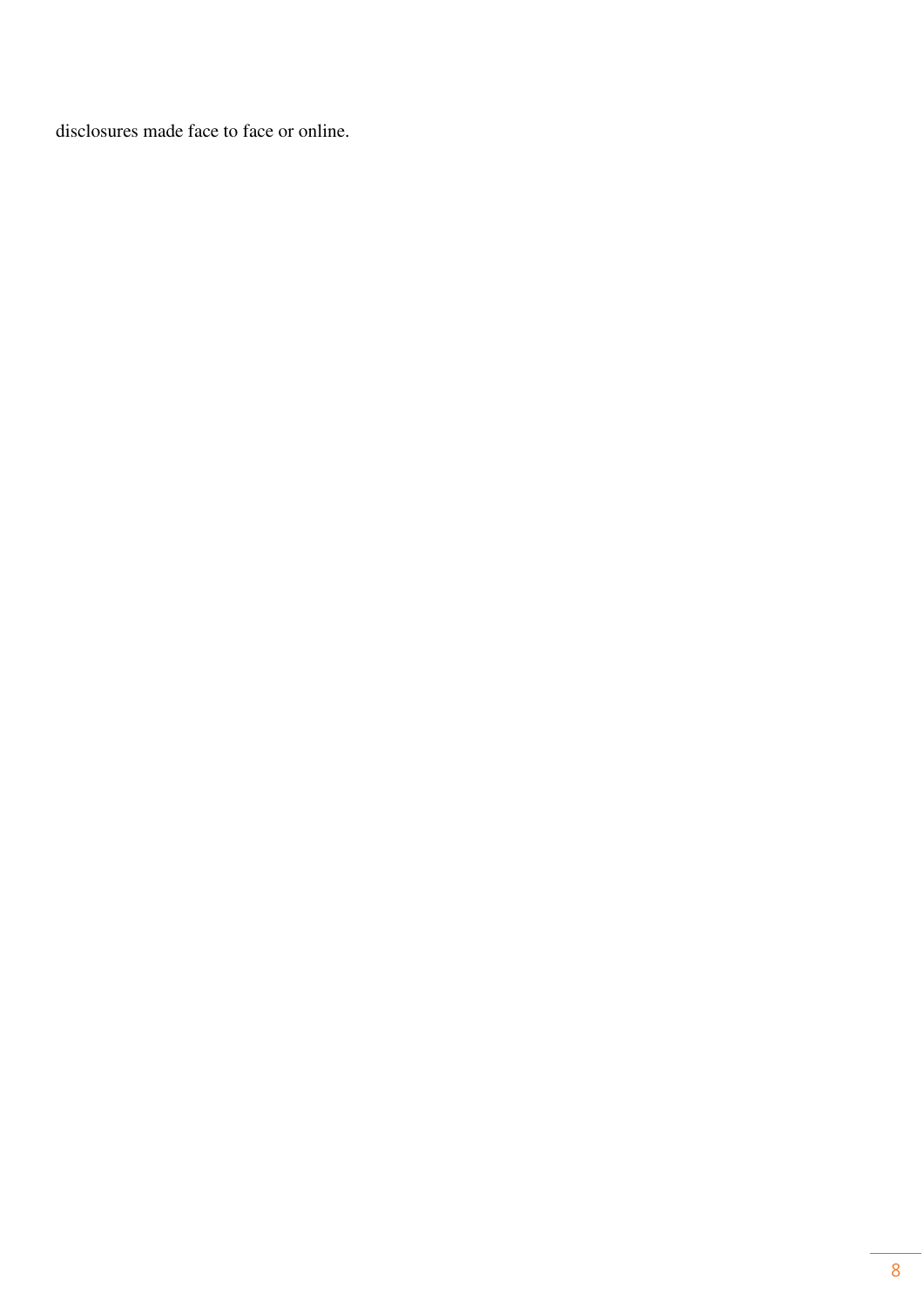disclosures made face to face or online.